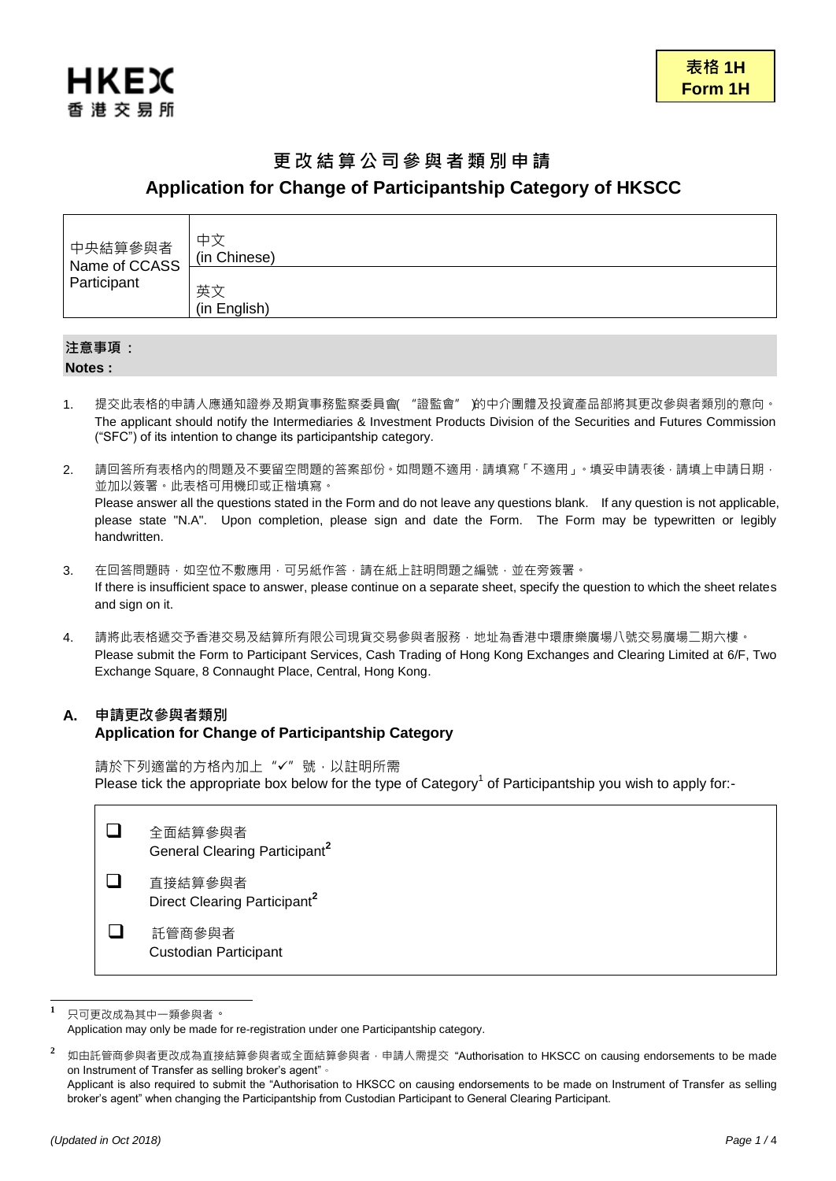HKEX
香港交易所

**表格 1H**
**Form 1H**

# 更改結算公司參與者類別申請
# Application for Change of Participantship Category of HKSCC

| 中央結算參與者 Name of CCASS Participant | 中文 (in Chinese) |
|---|---|
| | 英文 (in English) |

**注意事項：**
**Notes :**

1. 提交此表格的申請人應通知證券及期貨事務監察委員會( "證監會" )的中介團體及投資產品部將其更改參與者類別的意向。
   The applicant should notify the Intermediaries & Investment Products Division of the Securities and Futures Commission ("SFC") of its intention to change its participantship category.

2. 請回答所有表格內的問題及不要留空問題的答案部份。如問題不適用，請填寫「不適用」。填妥申請表後，請填上申請日期，並加以簽署。此表格可用機印或正楷填寫。
   Please answer all the questions stated in the Form and do not leave any questions blank. If any question is not applicable, please state "N.A". Upon completion, please sign and date the Form. The Form may be typewritten or legibly handwritten.

3. 在回答問題時，如空位不敷應用，可另紙作答，請在紙上註明問題之編號，並在旁簽署。
   If there is insufficient space to answer, please continue on a separate sheet, specify the question to which the sheet relates and sign on it.

4. 請將此表格遞交予香港交易及結算所有限公司現貨交易參與者服務，地址為香港中環康樂廣場八號交易廣場二期六樓。
   Please submit the Form to Participant Services, Cash Trading of Hong Kong Exchanges and Clearing Limited at 6/F, Two Exchange Square, 8 Connaught Place, Central, Hong Kong.

## A. 申請更改參與者類別
## Application for Change of Participantship Category

請於下列適當的方格內加上 "✓" 號，以註明所需
Please tick the appropriate box below for the type of Category[1] of Participantship you wish to apply for:-

- ☐ 全面結算參與者
  General Clearing Participant[2]
- ☐ 直接結算參與者
  Direct Clearing Participant[2]
- ☐ 託管商參與者
  Custodian Participant

---

[1] 只可更改成為其中一類參與者。
Application may only be made for re-registration under one Participantship category.

[2] 如由託管商參與者更改成為直接結算參與者或全面結算參與者，申請人需提交 "Authorisation to HKSCC on causing endorsements to be made on Instrument of Transfer as selling broker's agent"。
Applicant is also required to submit the "Authorisation to HKSCC on causing endorsements to be made on Instrument of Transfer as selling broker's agent" when changing the Participantship from Custodian Participant to General Clearing Participant.

*(Updated in Oct 2018)*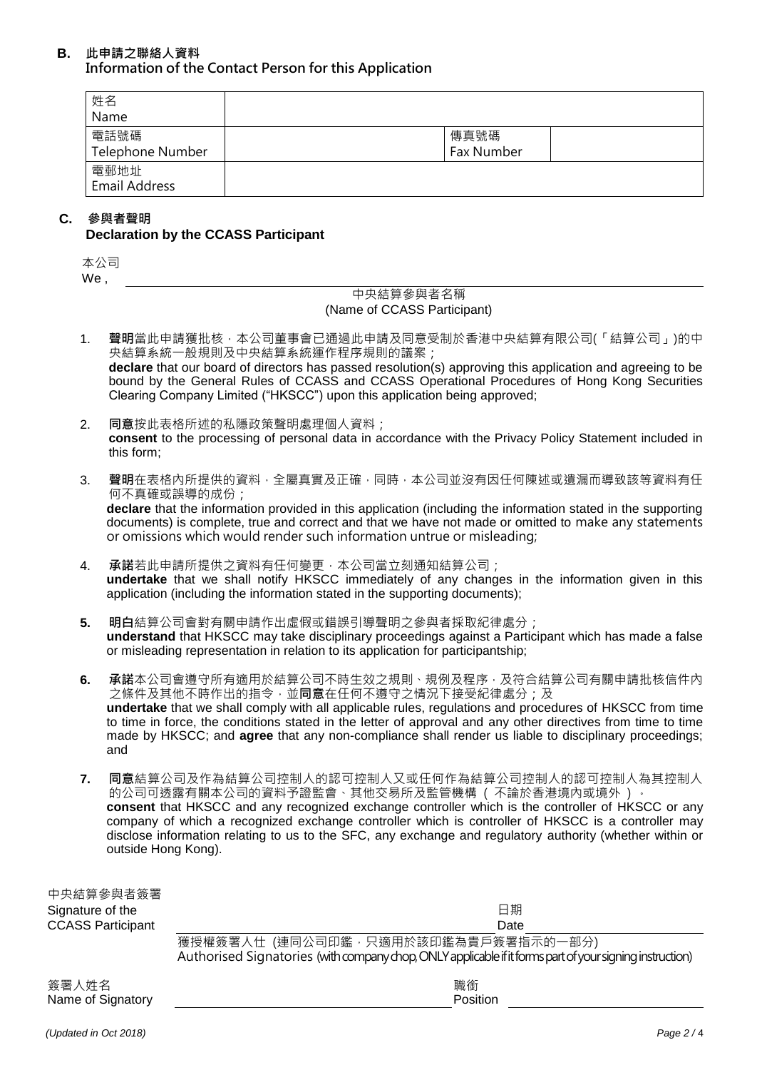## B. 此申請之聯絡人資料
## Information of the Contact Person for this Application

| 姓名<br>Name | | | |
|---|---|---|---|
| 電話號碼<br>Telephone Number | | 傳真號碼<br>Fax Number | |
| 電郵地址<br>Email Address | | | |

## C. 參與者聲明
## Declaration by the CCASS Participant

本公司
We , ______________________________

中央結算參與者名稱
(Name of CCASS Participant)

1. **聲明**當此申請獲批核，本公司董事會已通過此申請及同意受制於香港中央結算有限公司(「結算公司」)的中央結算系統一般規則及中央結算系統運作程序規則的議案；
   **declare** that our board of directors has passed resolution(s) approving this application and agreeing to be bound by the General Rules of CCASS and CCASS Operational Procedures of Hong Kong Securities Clearing Company Limited ("HKSCC") upon this application being approved;

2. **同意**按此表格所述的私隱政策聲明處理個人資料；
   **consent** to the processing of personal data in accordance with the Privacy Policy Statement included in this form;

3. **聲明**在表格內所提供的資料，全屬真實及正確，同時，本公司並沒有因任何陳述或遺漏而導致該等資料有任何不真確或誤導的成份；
   **declare** that the information provided in this application (including the information stated in the supporting documents) is complete, true and correct and that we have not made or omitted to make any statements or omissions which would render such information untrue or misleading;

4. **承諾**若此申請所提供之資料有任何變更，本公司當立刻通知結算公司；
   **undertake** that we shall notify HKSCC immediately of any changes in the information given in this application (including the information stated in the supporting documents);

5. **明白**結算公司會對有關申請作出虛假或錯誤引導聲明之參與者採取紀律處分；
   **understand** that HKSCC may take disciplinary proceedings against a Participant which has made a false or misleading representation in relation to its application for participantship;

6. **承諾**本公司會遵守所有適用於結算公司不時生效之規則、規例及程序，及符合結算公司有關申請批核信件內之條件及其他不時作出的指令，並**同意**在任何不遵守之情況下接受紀律處分；及
   **undertake** that we shall comply with all applicable rules, regulations and procedures of HKSCC from time to time in force, the conditions stated in the letter of approval and any other directives from time to time made by HKSCC; and **agree** that any non-compliance shall render us liable to disciplinary proceedings; and

7. **同意**結算公司及作為結算公司控制人的認可控制人又或任何作為結算公司控制人的認可控制人為其控制人的公司可透露有關本公司的資料予證監會、其他交易所及監管機構（不論於香港境內或境外）。
   **consent** that HKSCC and any recognized exchange controller which is the controller of HKSCC or any company of which a recognized exchange controller which is controller of HKSCC is a controller may disclose information relating to us to the SFC, any exchange and regulatory authority (whether within or outside Hong Kong).

中央結算參與者簽署
Signature of the CCASS Participant ______________________________ 日期 Date ______________

獲授權簽署人仕 (連同公司印鑑，只適用於該印鑑為貴戶簽署指示的一部分)
Authorised Signatories (with company chop, ONLY applicable if it forms part of your signing instruction)

簽署人姓名
Name of Signatory ______________________________ 職銜 Position ______________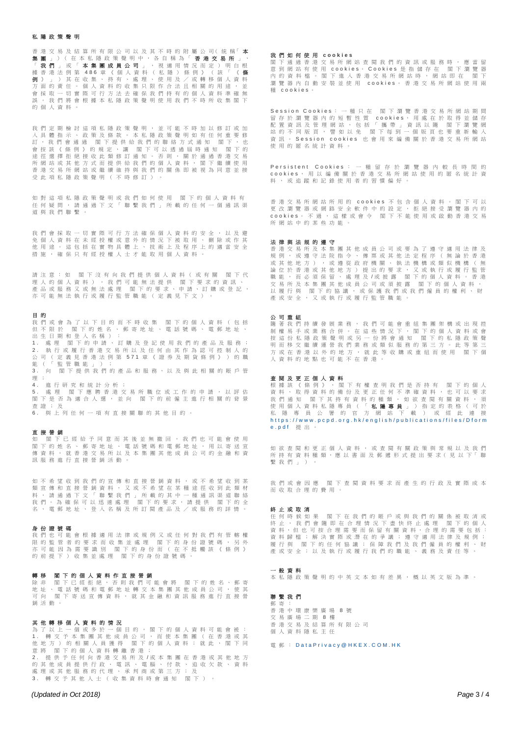# 私隱政策聲明

香港交易及結算所有限公司以及其不時的附屬公司(統稱「**本集團**」)(在本私隱政策聲明中，各自稱為「**香港交易所**」、「**我們**」或「**本集團成員公司**」，視適用情況而定)明白根據香港法例第486章《個人資料(私隱)條例》(該「《**條例**》」)其在收集、持有、處理、使用及／或轉移個人資料方面的責任。個人資料的收集只限作合法且相關的用途，並會採取一切實際可行方法去確保我們持有的個人資料準確無誤。我們將會根據本私隱政策聲明使用我們不時所收集閣下的個人資料。

我們定期檢討這項私隱政策聲明，並可能不時加以修訂或加入具體指示、政策及條款。本私隱政策聲明如有任何重要修訂，我們會通過閣下提供給我們的聯絡方式通知閣下，也會按該《條例》的規定，讓閣下可以透過屆時通知閣下的途徑選擇拒絕接收此類修訂通知。否則，關於通過香港交易所網站或其他方式而提供給我們的個人資料，閣下繼續使用香港交易所網站或繼續維持與我們的關係即被視為同意並接受此項私隱政策聲明(不時修訂)。

如對這項私隱政策聲明或我們如何使用閣下的個人資料有任何疑問，請通過下文「聯繫我們」所載的任何一個通訊渠道與我們聯繫。

我們會採取一切實際可行方法確保個人資料的安全，以及避免個人資料在未經授權或意外的情況下被取用、刪除或作其他用途。這包括在實物具體上、技術上及程序上的適當安全措施，確保只有經授權人士才能取用個人資料。

請注意：如閣下沒有向我們提供個人資料(或有關閣下代理人的個人資料)，我們可能無法提供閣下要求的資訊、產品或服務又或無法處理閣下的要求、申請、訂購或登記，亦可能無法執行或履行監管職能(定義見下文)。

## 目的

我們或會為了以下目的而不時收集閣下的個人資料(包括但不限於閣下的姓名、郵寄地址、電話號碼、電郵地址、出生日期和登入名稱)：

1. 處理閣下的申請、訂購及登記使用我們的產品及服務；
2. 執行或履行香港交易所以及任何由其作為認可控制人的公司(定義見香港法例第571章《證券及期貨條例》)的職能(「監管職能」)；
3. 向閣下提供我們的產品和服務，以及與此相關的賬戶管理；
4. 進行研究和統計分析；
5. 處理閣下應聘香港交易所職位或工作的申請，以評估閣下是否為適合人選，並向閣下的前僱主進行相關的背景查證；及
6. 與上列任何一項有直接關聯的其他目的。

## 直接營銷

如閣下已經給予同意而其後並無撤回，我們也可能會使用閣下的姓名、郵寄地址，電話號碼和電郵地址，用以寄送宣傳資料，就香港交易所以及本集團其他成員公司的金融和資訊服務進行直接營銷活動。

如不希望收到我們的宣傳和直接營銷資料，或不希望收到某類宣傳和直接營銷資料，又或不希望在某種途徑收到此類材料，請通過下文「聯繫我們」所載的其中一種通訊渠道聯絡我們。為確保可以迅速處理閣下的要求，請提供閣下的全名、電郵地址、登入名稱及所訂閱產品及／或服務的詳情。

## 身份證號碼

我們也可能會根據適用法律或規例又或任何對我們有管轄權限的監管者的要求而收集並處理閣下的身份證號碼，另外亦可能因為需要識別閣下的身份而(在不抵觸該《條例》的前提下)收集並處理閣下的身份證號碼。

## 轉移閣下的個人資料作直接營銷

除非閣下已經拒絕，否則我們可能會將閣下的姓名、郵寄地址、電話號碼和電郵地址轉交本集團其他成員公司，使其可向閣下寄送宣傳資料，就其金融和資訊服務進行直接營銷活動。

## 其他轉移個人資料的情況

為了以上一個或多於一個目的，閣下的個人資料可能會被：

1. 轉交予本集團其他成員公司，而使本集團(在香港或其他地方)的相關人員獲得閣下的個人資料；就此，閣下同意將閣下的個人資料轉離香港；
2. 提供予任何向香港交易所及/或本集團在香港或其他地方的其他成員提供行政、電訊、電腦、付款、追收欠款、資料處理或其他服務的代理，承判商或第三方；及
3. 轉交予其他人士(收集資料時會通知閣下)。

## 我們如何使用cookies

閣下通過香港交易所網站查閱我們的資訊或服務時，應當留意到網站有使用cookies。Cookies是指儲存在閣下瀏覽器內的資料檔。閣下進入香港交易所網站時，網站即在閣下瀏覽器內自動安裝並使用cookies。香港交易所網站使用兩種cookies。

Session Cookies：一種只在閣下瀏覽香港交易所網站期間留存於瀏覽器內的短暫性質cookies，用處在於取得並儲存配置資訊及管理網站，包括「攜帶」資訊以隨閣下瀏覽網站的不同版頁，譬如以免閣下每到一個版頁也要重新輸入資訊。Session cookies也會用來編備關於香港交易所網站使用的匿名統計資料。

Persistent Cookies：一種留存於瀏覽器內較長時間的cookies，用以編備關於香港交易所網站使用的匿名統計資料，或追蹤和記錄使用者的習慣偏好。

香港交易所網站所用的cookies不包含個人資料。閣下可以更改瀏覽器或網路安全軟件中的設定，拒絕接受瀏覽器內的cookies。不過，這樣或會令閣下不能使用或啟動香港交易所網站中的某些功能。

## 法律與法規的遵守

香港交易所及本集團其他成員公司或要為了遵守適用法律及規例，或遵守法院指令、傳票或其他法定程序(無論於香港或其他地方)，或遵從政府機關，執法機構或類似機構(無論位於香港或其他地方)提出的要求，又或執行或履行監管職能，而必須保留、處理及/或披露閣下的個人資料。香港交易所及本集團其他成員公司或須披露閣下的個人資料，以履行與閣下的協議，或保護我們或我們僱員的權利、財產或安全，又或執行或履行監管職能。

## 公司重組

隨著我們持續發展業務，我們可能會重組集團架構或出現控制權易手或業務合併。在這些情況下，閣下的個人資料或會按這份私隱政策聲明或另一份將會通知閣下的私隱政策聲明而移交繼續運營我們業務或類似服務的第三方。此等第三方或在香港以外的地方，就此等收購或重組而使用閣下個人資料的地點也可能不在香港。

## 查閱及更正個人資料

根據該《條例》，閣下有權查明我們是否持有閣下的個人資料、取得資料的備份及更正任何不準確資料，也可以要求我們通知閣下其持有資料的種類。如欲查閱有關資料，須使用個人資料私隱專員(「**私隱專員**」)指定的表格(可於私隱專員公署的官方網站下載)或經此連接 https://www.pcpd.org.hk/english/publications/files/Dform e.pdf 提出。

如欲查閱和更正個人資料，或查閱有關政策與常規以及我們所持有資料種類，應以書面及郵遞形式提出要求(見以下「聯繫我們」)。

我們或會因應閣下查閱資料要求而產生的行政及實際成本而收取合理的費用。

## 終止或取消

任何時候如果閣下在我們的賬戶或與我們的關係被取消或終止，我們會隨即在合理情況下盡快終止處理閣下的個人資料，但也可按合理需要而保留有關資料，合理的需要包括：資料歸檔；解決實際或潛在的爭議；遵守適用法律及規例；履行與閣下的任何協議；保障我們及我們僱員的權利、財產或安全；以及執行或履行我們的職能、義務及責任等。

## 一般資料

本私隱政策聲明的中英文本如有差異，概以英文版為準。

## 聯繫我們

郵寄：
香港中環康樂廣場8號
交易廣場二期8樓
香港交易及結算所有限公司
個人資料隱私主任

電郵：DataPrivacy@HKEX.COM.HK

*(Updated in Oct 2018)*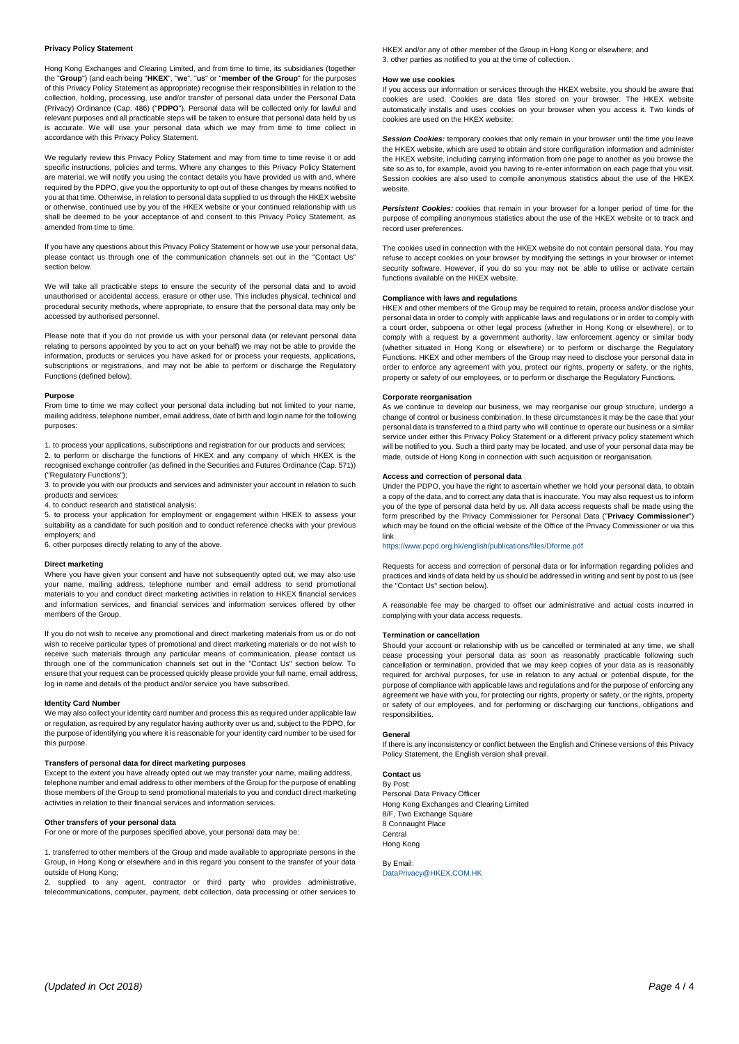## Privacy Policy Statement

Hong Kong Exchanges and Clearing Limited, and from time to time, its subsidiaries (together the "**Group**") (and each being "**HKEX**", "**we**", "**us**" or "**member of the Group**" for the purposes of this Privacy Policy Statement as appropriate) recognise their responsibilities in relation to the collection, holding, processing, use and/or transfer of personal data under the Personal Data (Privacy) Ordinance (Cap. 486) ("**PDPO**"). Personal data will be collected only for lawful and relevant purposes and all practicable steps will be taken to ensure that personal data held by us is accurate. We will use your personal data which we may from time to time collect in accordance with this Privacy Policy Statement.

We regularly review this Privacy Policy Statement and may from time to time revise it or add specific instructions, policies and terms. Where any changes to this Privacy Policy Statement are material, we will notify you using the contact details you have provided us with and, where required by the PDPO, give you the opportunity to opt out of these changes by means notified to you at that time. Otherwise, in relation to personal data supplied to us through the HKEX website or otherwise, continued use by you of the HKEX website or your continued relationship with us shall be deemed to be your acceptance of and consent to this Privacy Policy Statement, as amended from time to time.

If you have any questions about this Privacy Policy Statement or how we use your personal data, please contact us through one of the communication channels set out in the "Contact Us" section below.

We will take all practicable steps to ensure the security of the personal data and to avoid unauthorised or accidental access, erasure or other use. This includes physical, technical and procedural security methods, where appropriate, to ensure that the personal data may only be accessed by authorised personnel.

Please note that if you do not provide us with your personal data (or relevant personal data relating to persons appointed by you to act on your behalf) we may not be able to provide the information, products or services you have asked for or process your requests, applications, subscriptions or registrations, and may not be able to perform or discharge the Regulatory Functions (defined below).

### Purpose

From time to time we may collect your personal data including but not limited to your name, mailing address, telephone number, email address, date of birth and login name for the following purposes:

1. to process your applications, subscriptions and registration for our products and services;
2. to perform or discharge the functions of HKEX and any company of which HKEX is the recognised exchange controller (as defined in the Securities and Futures Ordinance (Cap. 571)) ("Regulatory Functions");
3. to provide you with our products and services and administer your account in relation to such products and services;
4. to conduct research and statistical analysis;
5. to process your application for employment or engagement within HKEX to assess your suitability as a candidate for such position and to conduct reference checks with your previous employers; and
6. other purposes directly relating to any of the above.

### Direct marketing

Where you have given your consent and have not subsequently opted out, we may also use your name, mailing address, telephone number and email address to send promotional materials to you and conduct direct marketing activities in relation to HKEX financial services and information services, and financial services and information services offered by other members of the Group.

If you do not wish to receive any promotional and direct marketing materials from us or do not wish to receive particular types of promotional and direct marketing materials or do not wish to receive such materials through any particular means of communication, please contact us through one of the communication channels set out in the "Contact Us" section below. To ensure that your request can be processed quickly please provide your full name, email address, log in name and details of the product and/or service you have subscribed.

### Identity Card Number

We may also collect your identity card number and process this as required under applicable law or regulation, as required by any regulator having authority over us and, subject to the PDPO, for the purpose of identifying you where it is reasonable for your identity card number to be used for this purpose.

### Transfers of personal data for direct marketing purposes

Except to the extent you have already opted out we may transfer your name, mailing address, telephone number and email address to other members of the Group for the purpose of enabling those members of the Group to send promotional materials to you and conduct direct marketing activities in relation to their financial services and information services.

### Other transfers of your personal data

For one or more of the purposes specified above, your personal data may be:

1. transferred to other members of the Group and made available to appropriate persons in the Group, in Hong Kong or elsewhere and in this regard you consent to the transfer of your data outside of Hong Kong;
2. supplied to any agent, contractor or third party who provides administrative, telecommunications, computer, payment, debt collection, data processing or other services to HKEX and/or any of other member of the Group in Hong Kong or elsewhere; and
3. other parties as notified to you at the time of collection.

### How we use cookies

If you access our information or services through the HKEX website, you should be aware that cookies are used. Cookies are data files stored on your browser. The HKEX website automatically installs and uses cookies on your browser when you access it. Two kinds of cookies are used on the HKEX website:

***Session Cookies:*** temporary cookies that only remain in your browser until the time you leave the HKEX website, which are used to obtain and store configuration information and administer the HKEX website, including carrying information from one page to another as you browse the site so as to, for example, avoid you having to re-enter information on each page that you visit. Session cookies are also used to compile anonymous statistics about the use of the HKEX website.

***Persistent Cookies:*** cookies that remain in your browser for a longer period of time for the purpose of compiling anonymous statistics about the use of the HKEX website or to track and record user preferences.

The cookies used in connection with the HKEX website do not contain personal data. You may refuse to accept cookies on your browser by modifying the settings in your browser or internet security software. However, if you do so you may not be able to utilise or activate certain functions available on the HKEX website.

### Compliance with laws and regulations

HKEX and other members of the Group may be required to retain, process and/or disclose your personal data in order to comply with applicable laws and regulations or in order to comply with a court order, subpoena or other legal process (whether in Hong Kong or elsewhere), or to comply with a request by a government authority, law enforcement agency or similar body (whether situated in Hong Kong or elsewhere) or to perform or discharge the Regulatory Functions. HKEX and other members of the Group may need to disclose your personal data in order to enforce any agreement with you, protect our rights, property or safety, or the rights, property or safety of our employees, or to perform or discharge the Regulatory Functions.

### Corporate reorganisation

As we continue to develop our business, we may reorganise our group structure, undergo a change of control or business combination. In these circumstances it may be the case that your personal data is transferred to a third party who will continue to operate our business or a similar service under either this Privacy Policy Statement or a different privacy policy statement which will be notified to you. Such a third party may be located, and use of your personal data may be made, outside of Hong Kong in connection with such acquisition or reorganisation.

### Access and correction of personal data

Under the PDPO, you have the right to ascertain whether we hold your personal data, to obtain a copy of the data, and to correct any data that is inaccurate. You may also request us to inform you of the type of personal data held by us. All data access requests shall be made using the form prescribed by the Privacy Commissioner for Personal Data ("**Privacy Commissioner**") which may be found on the official website of the Office of the Privacy Commissioner or via this link

https://www.pcpd.org.hk/english/publications/files/Dforme.pdf

Requests for access and correction of personal data or for information regarding policies and practices and kinds of data held by us should be addressed in writing and sent by post to us (see the "Contact Us" section below).

A reasonable fee may be charged to offset our administrative and actual costs incurred in complying with your data access requests.

### Termination or cancellation

Should your account or relationship with us be cancelled or terminated at any time, we shall cease processing your personal data as soon as reasonably practicable following such cancellation or termination, provided that we may keep copies of your data as is reasonably required for archival purposes, for use in relation to any actual or potential dispute, for the purpose of compliance with applicable laws and regulations and for the purpose of enforcing any agreement we have with you, for protecting our rights, property or safety, or the rights, property or safety of our employees, and for performing or discharging our functions, obligations and responsibilities.

### General

If there is any inconsistency or conflict between the English and Chinese versions of this Privacy Policy Statement, the English version shall prevail.

### Contact us

By Post:
Personal Data Privacy Officer
Hong Kong Exchanges and Clearing Limited
8/F, Two Exchange Square
8 Connaught Place
Central
Hong Kong

By Email:
DataPrivacy@HKEX.COM.HK

*(Updated in Oct 2018)*